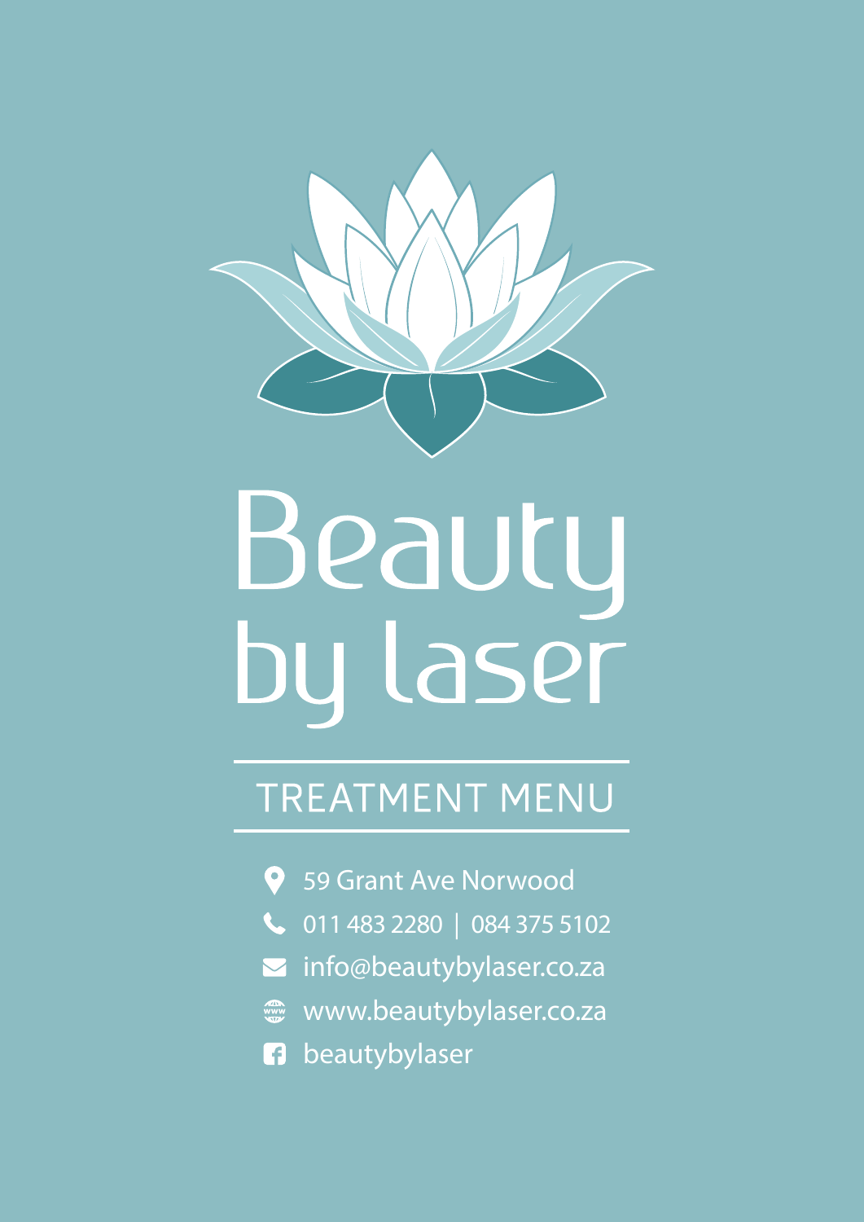# Beauty by laser

## TREATMENT MENU

- 59 Grant Ave Norwood
- 011 483 2280 | 084 375 5102
- info@beautybylaser.co.za
- www.beautybylaser.co.za
- beautybylaser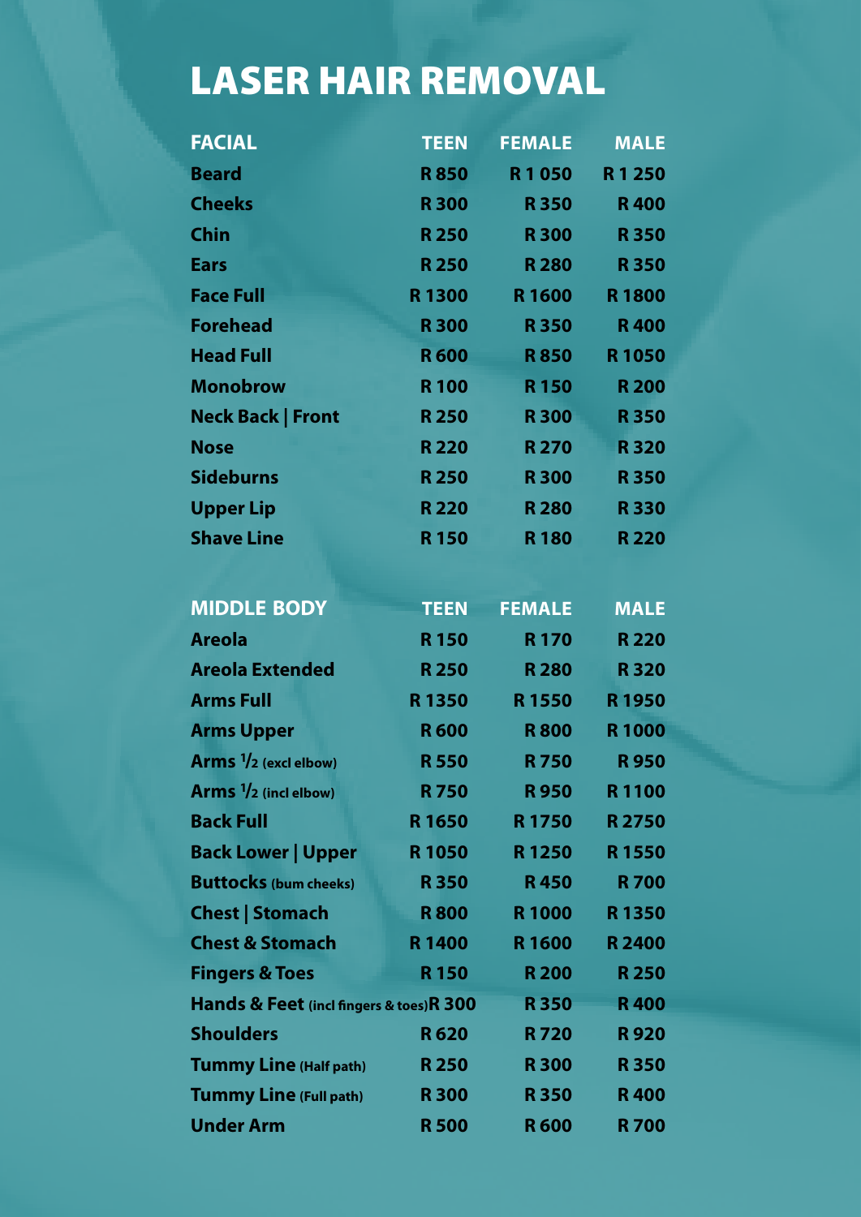# LASER HAIR REMOVAL

| FACIAL | TEEN | FEMALE | MALE |
|---|---|---|---|
| Beard | R 850 | R 1 050 | R 1 250 |
| Cheeks | R 300 | R 350 | R 400 |
| Chin | R 250 | R 300 | R 350 |
| Ears | R 250 | R 280 | R 350 |
| Face Full | R 1300 | R 1600 | R 1800 |
| Forehead | R 300 | R 350 | R 400 |
| Head Full | R 600 | R 850 | R 1050 |
| Monobrow | R 100 | R 150 | R 200 |
| Neck Back \| Front | R 250 | R 300 | R 350 |
| Nose | R 220 | R 270 | R 320 |
| Sideburns | R 250 | R 300 | R 350 |
| Upper Lip | R 220 | R 280 | R 330 |
| Shave Line | R 150 | R 180 | R 220 |

| MIDDLE BODY | TEEN | FEMALE | MALE |
|---|---|---|---|
| Areola | R 150 | R 170 | R 220 |
| Areola Extended | R 250 | R 280 | R 320 |
| Arms Full | R 1350 | R 1550 | R 1950 |
| Arms Upper | R 600 | R 800 | R 1000 |
| Arms ½ (excl elbow) | R 550 | R 750 | R 950 |
| Arms ½ (incl elbow) | R 750 | R 950 | R 1100 |
| Back Full | R 1650 | R 1750 | R 2750 |
| Back Lower \| Upper | R 1050 | R 1250 | R 1550 |
| Buttocks (bum cheeks) | R 350 | R 450 | R 700 |
| Chest \| Stomach | R 800 | R 1000 | R 1350 |
| Chest & Stomach | R 1400 | R 1600 | R 2400 |
| Fingers & Toes | R 150 | R 200 | R 250 |
| Hands & Feet (incl fingers & toes) | R 300 | R 350 | R 400 |
| Shoulders | R 620 | R 720 | R 920 |
| Tummy Line (Half path) | R 250 | R 300 | R 350 |
| Tummy Line (Full path) | R 300 | R 350 | R 400 |
| Under Arm | R 500 | R 600 | R 700 |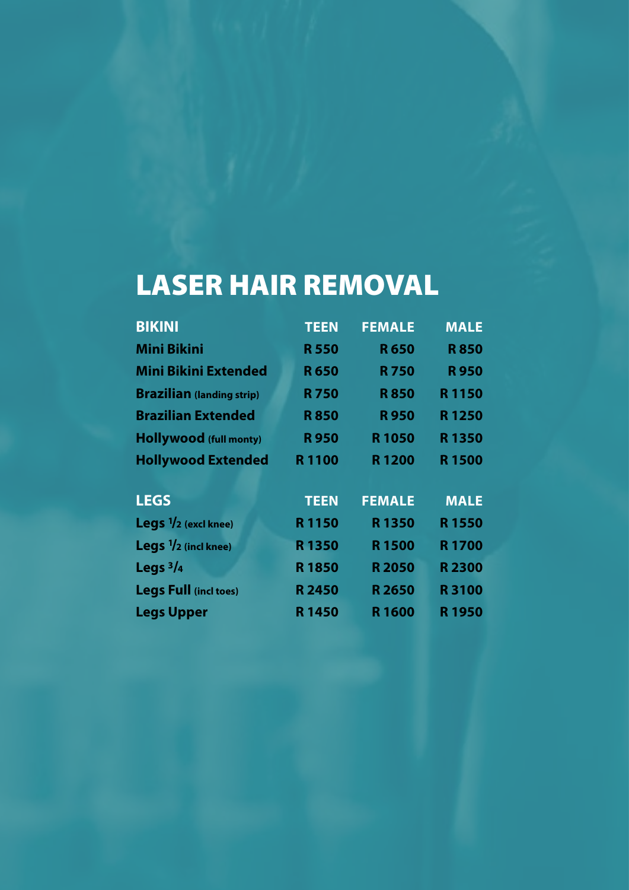# LASER HAIR REMOVAL

| BIKINI | TEEN | FEMALE | MALE |
|---|---|---|---|
| Mini Bikini | R 550 | R 650 | R 850 |
| Mini Bikini Extended | R 650 | R 750 | R 950 |
| Brazilian (landing strip) | R 750 | R 850 | R 1150 |
| Brazilian Extended | R 850 | R 950 | R 1250 |
| Hollywood (full monty) | R 950 | R 1050 | R 1350 |
| Hollywood Extended | R 1100 | R 1200 | R 1500 |

| LEGS | TEEN | FEMALE | MALE |
|---|---|---|---|
| Legs 1/2 (excl knee) | R 1150 | R 1350 | R 1550 |
| Legs 1/2 (incl knee) | R 1350 | R 1500 | R 1700 |
| Legs 3/4 | R 1850 | R 2050 | R 2300 |
| Legs Full (incl toes) | R 2450 | R 2650 | R 3100 |
| Legs Upper | R 1450 | R 1600 | R 1950 |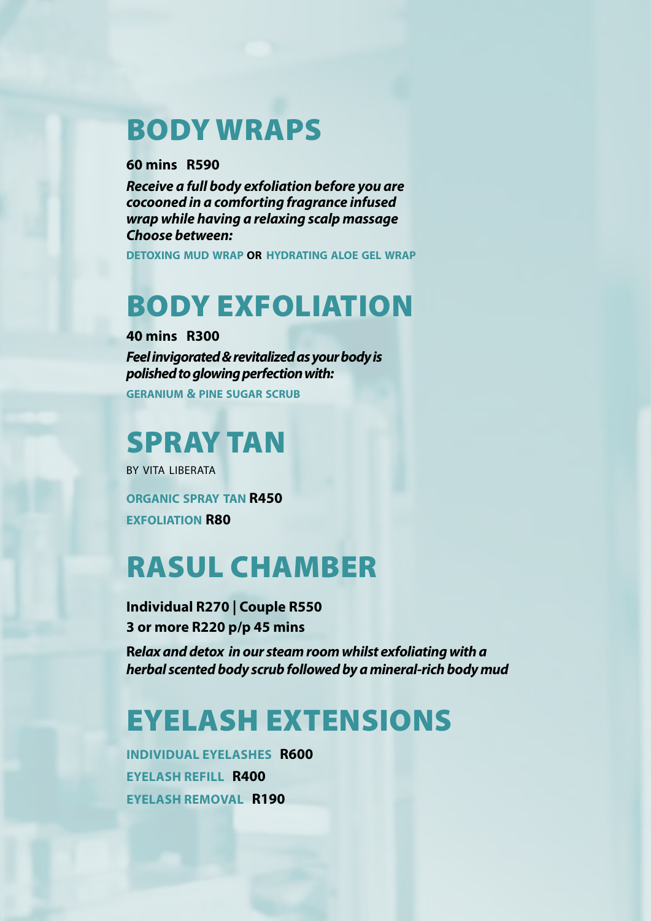# BODY WRAPS

**60 mins R590**

***Receive a full body exfoliation before you are cocooned in a comforting fragrance infused wrap while having a relaxing scalp massage Choose between:***

**DETOXING MUD WRAP OR HYDRATING ALOE GEL WRAP**

# BODY EXFOLIATION

**40 mins R300**

***Feel invigorated & revitalized as your body is polished to glowing perfection with:***

**GERANIUM & PINE SUGAR SCRUB**

# SPRAY TAN

BY VITA LIBERATA

**ORGANIC SPRAY TAN R450**

**EXFOLIATION R80**

# RASUL CHAMBER

**Individual R270 | Couple R550**
**3 or more R220 p/p 45 mins**

***Relax and detox in our steam room whilst exfoliating with a herbal scented body scrub followed by a mineral-rich body mud***

# EYELASH EXTENSIONS

**INDIVIDUAL EYELASHES R600**

**EYELASH REFILL R400**

**EYELASH REMOVAL R190**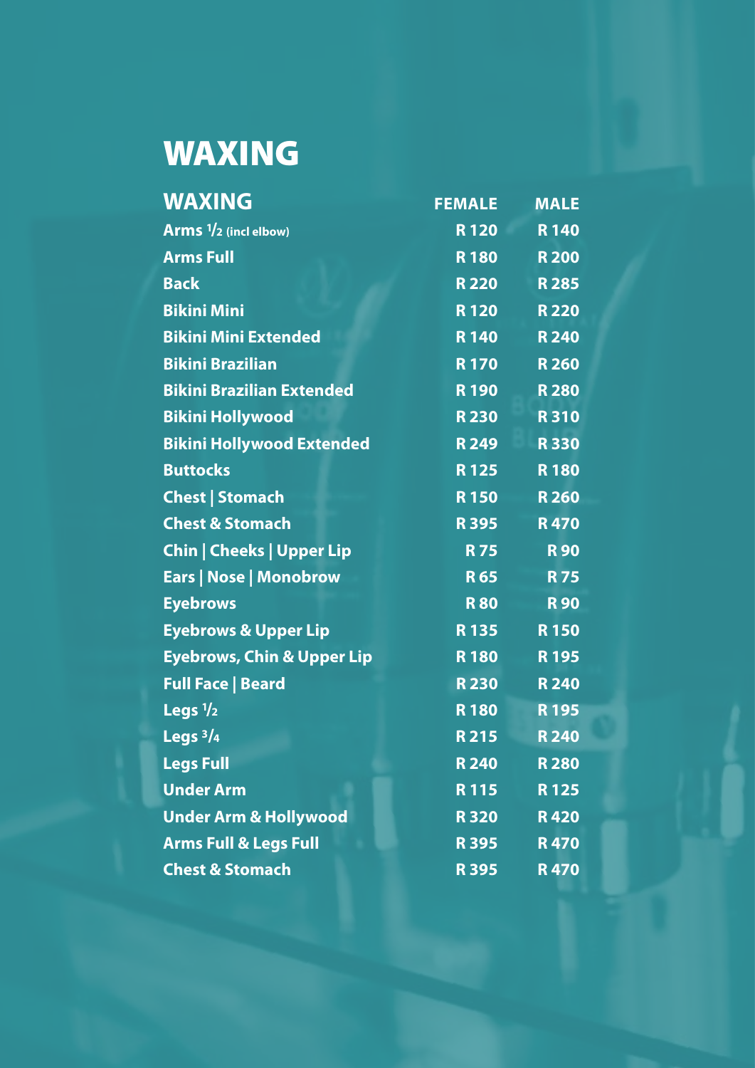# WAXING

| WAXING | FEMALE | MALE |
|---|---|---|
| Arms ½ (incl elbow) | R 120 | R 140 |
| Arms Full | R 180 | R 200 |
| Back | R 220 | R 285 |
| Bikini Mini | R 120 | R 220 |
| Bikini Mini Extended | R 140 | R 240 |
| Bikini Brazilian | R 170 | R 260 |
| Bikini Brazilian Extended | R 190 | R 280 |
| Bikini Hollywood | R 230 | R 310 |
| Bikini Hollywood Extended | R 249 | R 330 |
| Buttocks | R 125 | R 180 |
| Chest \| Stomach | R 150 | R 260 |
| Chest & Stomach | R 395 | R 470 |
| Chin \| Cheeks \| Upper Lip | R 75 | R 90 |
| Ears \| Nose \| Monobrow | R 65 | R 75 |
| Eyebrows | R 80 | R 90 |
| Eyebrows & Upper Lip | R 135 | R 150 |
| Eyebrows, Chin & Upper Lip | R 180 | R 195 |
| Full Face \| Beard | R 230 | R 240 |
| Legs ½ | R 180 | R 195 |
| Legs ¾ | R 215 | R 240 |
| Legs Full | R 240 | R 280 |
| Under Arm | R 115 | R 125 |
| Under Arm & Hollywood | R 320 | R 420 |
| Arms Full & Legs Full | R 395 | R 470 |
| Chest & Stomach | R 395 | R 470 |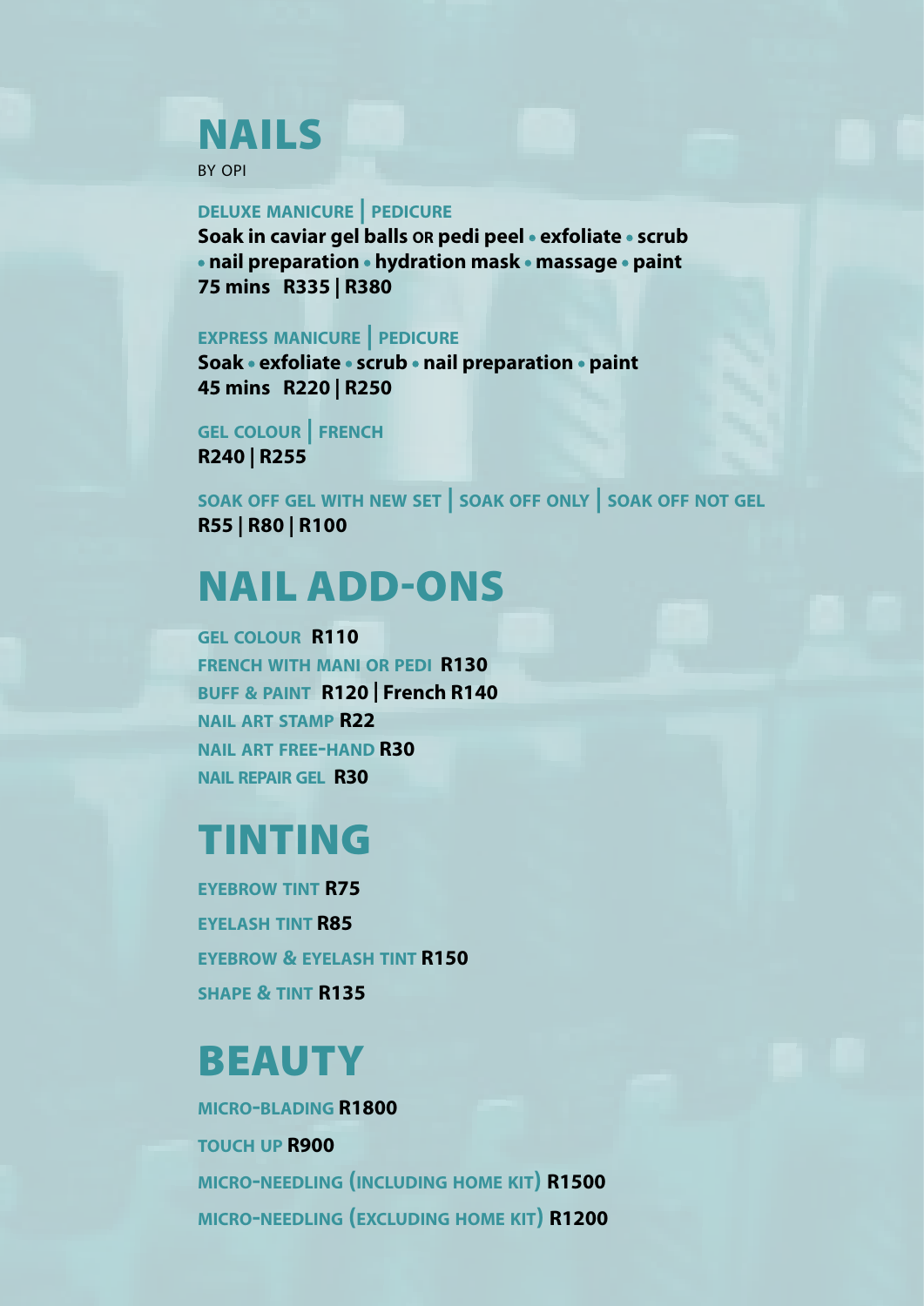# NAILS

BY OPI

**DELUXE MANICURE | PEDICURE**
**Soak in caviar gel balls OR pedi peel • exfoliate • scrub • nail preparation • hydration mask • massage • paint**
**75 mins R335 | R380**

**EXPRESS MANICURE | PEDICURE**
**Soak • exfoliate • scrub • nail preparation • paint**
**45 mins R220 | R250**

**GEL COLOUR | FRENCH**
**R240 | R255**

**SOAK OFF GEL WITH NEW SET | SOAK OFF ONLY | SOAK OFF NOT GEL**
**R55 | R80 | R100**

# NAIL ADD-ONS

GEL COLOUR **R110**

FRENCH WITH MANI OR PEDI **R130**

BUFF & PAINT **R120 | French R140**

NAIL ART STAMP **R22**

NAIL ART FREE-HAND **R30**

NAIL REPAIR GEL **R30**

# TINTING

EYEBROW TINT **R75**

EYELASH TINT **R85**

EYEBROW & EYELASH TINT **R150**

SHAPE & TINT **R135**

# BEAUTY

MICRO-BLADING **R1800**

TOUCH UP **R900**

MICRO-NEEDLING (INCLUDING HOME KIT) **R1500**

MICRO-NEEDLING (EXCLUDING HOME KIT) **R1200**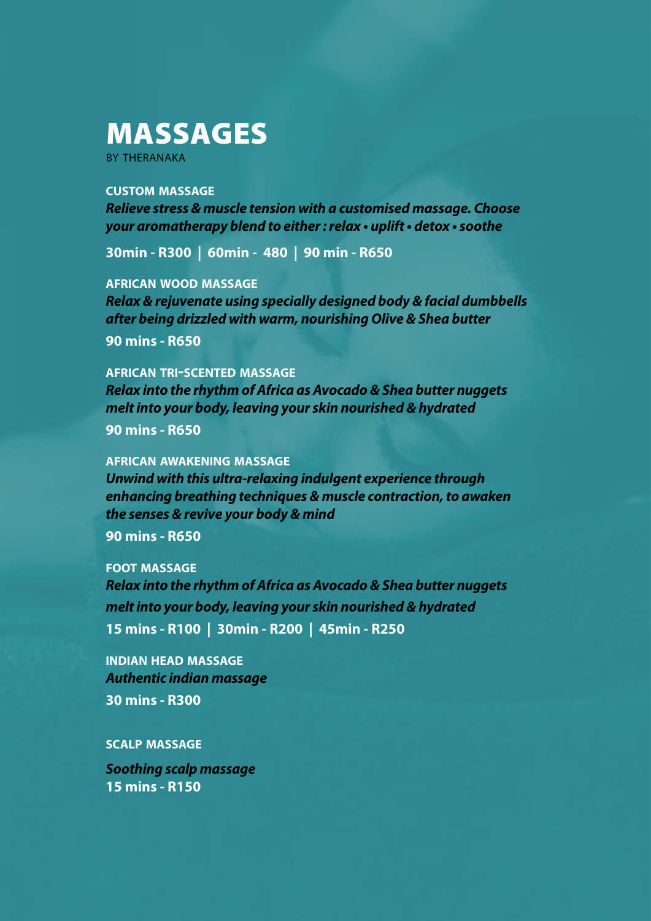# MASSAGES

BY THERANAKA

### CUSTOM MASSAGE

***Relieve stress & muscle tension with a customised massage. Choose your aromatherapy blend to either : relax • uplift • detox • soothe***

**30min - R300 | 60min - 480 | 90 min - R650**

### AFRICAN WOOD MASSAGE

***Relax & rejuvenate using specially designed body & facial dumbbells after being drizzled with warm, nourishing Olive & Shea butter***

**90 mins - R650**

### AFRICAN TRI-SCENTED MASSAGE

***Relax into the rhythm of Africa as Avocado & Shea butter nuggets melt into your body, leaving your skin nourished & hydrated***

**90 mins - R650**

### AFRICAN AWAKENING MASSAGE

***Unwind with this ultra-relaxing indulgent experience through enhancing breathing techniques & muscle contraction, to awaken the senses & revive your body & mind***

**90 mins - R650**

### FOOT MASSAGE

***Relax into the rhythm of Africa as Avocado & Shea butter nuggets melt into your body, leaving your skin nourished & hydrated***

**15 mins - R100 | 30min - R200 | 45min - R250**

### INDIAN HEAD MASSAGE

***Authentic indian massage***

**30 mins - R300**

### SCALP MASSAGE

***Soothing scalp massage***

**15 mins - R150**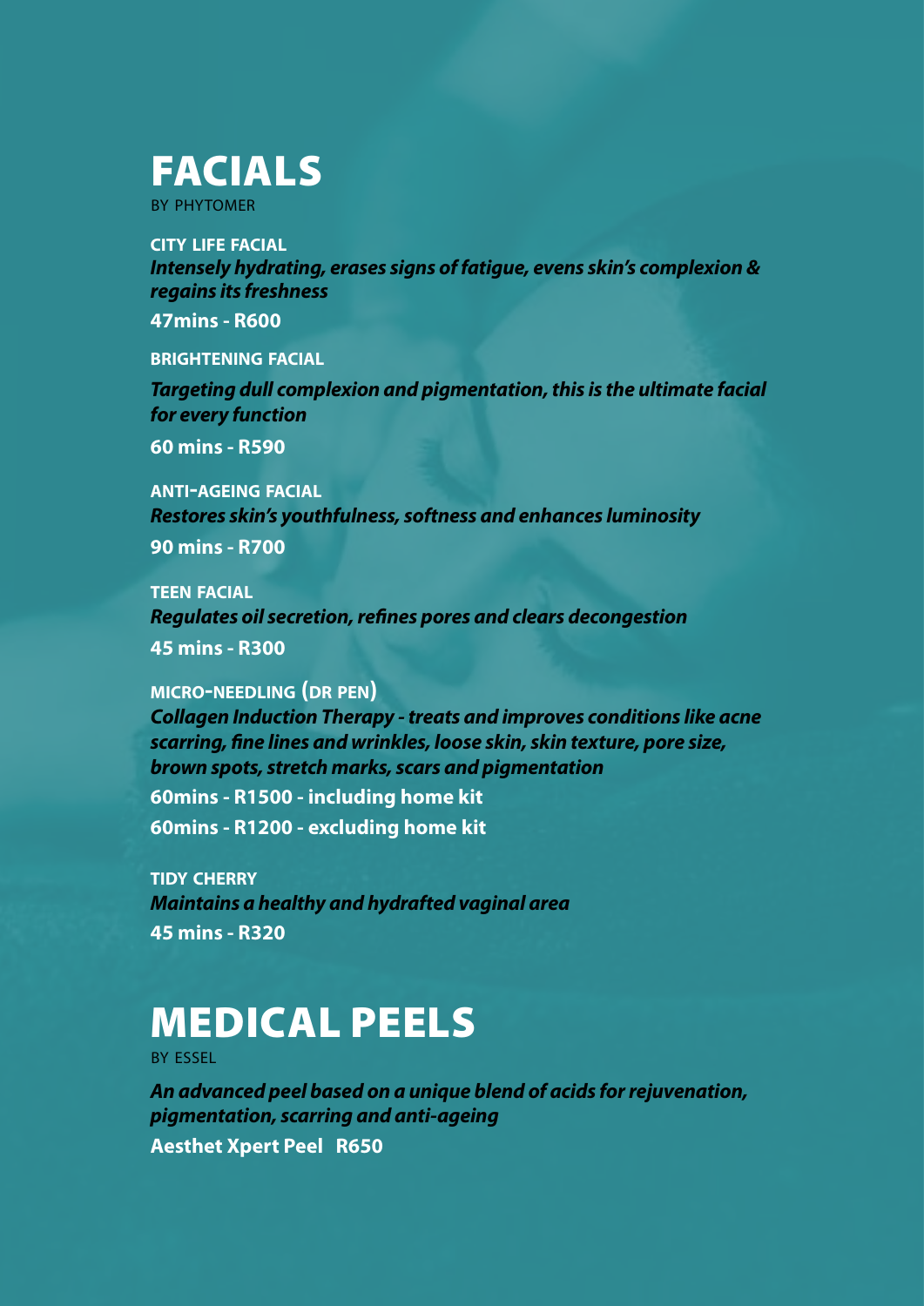# FACIALS

BY PHYTOMER

**CITY LIFE FACIAL**

***Intensely hydrating, erases signs of fatigue, evens skin's complexion & regains its freshness***

**47mins - R600**

**BRIGHTENING FACIAL**

***Targeting dull complexion and pigmentation, this is the ultimate facial for every function***

**60 mins - R590**

**ANTI-AGEING FACIAL**

***Restores skin's youthfulness, softness and enhances luminosity***

**90 mins - R700**

**TEEN FACIAL**

***Regulates oil secretion, refines pores and clears decongestion***

**45 mins - R300**

**MICRO-NEEDLING (DR PEN)**

***Collagen Induction Therapy - treats and improves conditions like acne scarring, fine lines and wrinkles, loose skin, skin texture, pore size, brown spots, stretch marks, scars and pigmentation***

**60mins - R1500 - including home kit**

**60mins - R1200 - excluding home kit**

**TIDY CHERRY**

***Maintains a healthy and hydrafted vaginal area***

**45 mins - R320**

# MEDICAL PEELS

BY ESSEL

***An advanced peel based on a unique blend of acids for rejuvenation, pigmentation, scarring and anti-ageing***

**Aesthet Xpert Peel R650**